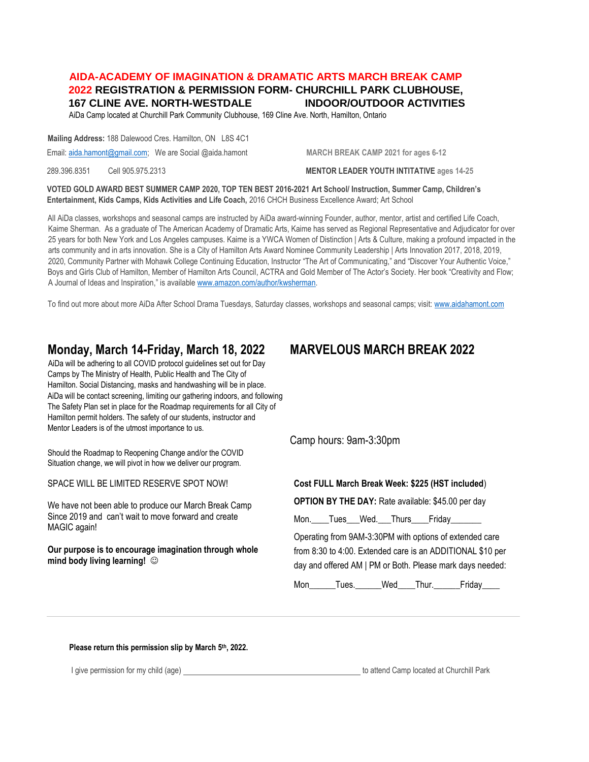# AIDA-ACADEMY OF IMAGINATION & DRAMATIC ARTS MARCH BREAK CAMP 2022 REGISTRATION & PERMISSION FORM- CHURCHILL PARK CLUBHOUSE, 167 CLINE AVE. NORTH-WESTDALE INDOOR/OUTDOOR ACTIVITIES

AiDa Camp located at Churchill Park Community Clubhouse, 169 Cline Ave. North, Hamilton, Ontario

**Mailing Address:** 188 Dalewood Cres. Hamilton, ON L8S 4C1

Email: aida.hamont@gmail.com; We are Social @aida.hamont

289.396.8351 Cell 905.975.2313

**MARCH BREAK CAMP 2021 for ages 6-12**

**MENTOR LEADER YOUTH INTITATIVE ages 14-25**

**VOTED GOLD AWARD BEST SUMMER CAMP 2020, TOP TEN BEST 2016-2021 Art School/ Instruction, Summer Camp, Children's Entertainment, Kids Camps, Kids Activities and Life Coach,** 2016 CHCH Business Excellence Award; Art School

All AiDa classes, workshops and seasonal camps are instructed by AiDa award-winning Founder, author, mentor, artist and certified Life Coach, Kaime Sherman. As a graduate of The American Academy of Dramatic Arts, Kaime has served as Regional Representative and Adjudicator for over 25 years for both New York and Los Angeles campuses. Kaime is a YWCA Women of Distinction | Arts & Culture, making a profound impacted in the arts community and in arts innovation. She is a City of Hamilton Arts Award Nominee Community Leadership | Arts Innovation 2017, 2018, 2019, 2020, Community Partner with Mohawk College Continuing Education, Instructor "The Art of Communicating," and "Discover Your Authentic Voice," Boys and Girls Club of Hamilton, Member of Hamilton Arts Council, ACTRA and Gold Member of The Actor's Society. Her book "Creativity and Flow; A Journal of Ideas and Inspiration," is available www.amazon.com/author/kwsherman.

To find out more about more AiDa After School Drama Tuesdays, Saturday classes, workshops and seasonal camps; visit: www.aidahamont.com

## Monday, March 14-Friday, March 18, 2022

AiDa will be adhering to all COVID protocol guidelines set out for Day Camps by The Ministry of Health, Public Health and The City of Hamilton. Social Distancing, masks and handwashing will be in place. AiDa will be contact screening, limiting our gathering indoors, and following The Safety Plan set in place for the Roadmap requirements for all City of Hamilton permit holders. The safety of our students, instructor and Mentor Leaders is of the utmost importance to us.

Should the Roadmap to Reopening Change and/or the COVID Situation change, we will pivot in how we deliver our program.

SPACE WILL BE LIMITED RESERVE SPOT NOW!

We have not been able to produce our March Break Camp Since 2019 and can't wait to move forward and create MAGIC again!

**Our purpose is to encourage imagination through whole mind body living learning!** ☺

## MARVELOUS MARCH BREAK 2022

Camp hours: 9am-3:30pm

**Cost FULL March Break Week: $225 (HST included**)

**OPTION BY THE DAY:** Rate available: $45.00 per day

Mon.____Tues___Wed.___Thurs____Friday_______

Operating from 9AM-3:30PM with options of extended care from 8:30 to 4:00. Extended care is an ADDITIONAL $10 per day and offered AM | PM or Both. Please mark days needed:

Mon______Tues.______Wed____Thur.______Friday____

---

**Please return this permission slip by March 5th, 2022.**

I give permission for my child (age) ____________________________________________ to attend Camp located at Churchill Park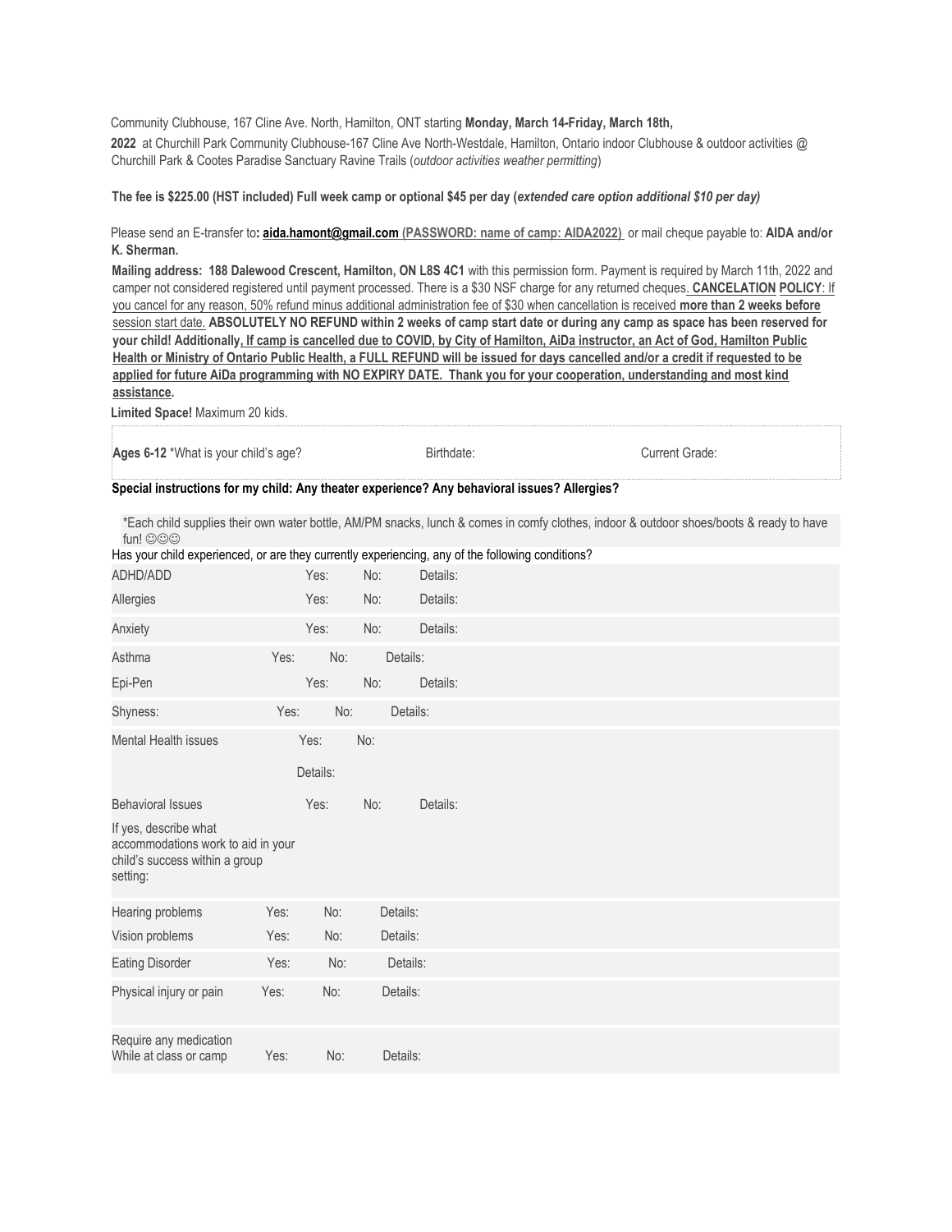Community Clubhouse, 167 Cline Ave. North, Hamilton, ONT starting **Monday, March 14-Friday, March 18th, 2022** at Churchill Park Community Clubhouse-167 Cline Ave North-Westdale, Hamilton, Ontario indoor Clubhouse & outdoor activities @ Churchill Park & Cootes Paradise Sanctuary Ravine Trails (*outdoor activities weather permitting*)

**The fee is $225.00 (HST included) Full week camp or optional $45 per day (*extended care option additional $10 per day)***

Please send an E-transfer to**: aida.hamont@gmail.com (PASSWORD: name of camp: AIDA2022)** or mail cheque payable to: **AIDA and/or K. Sherman.**

**Mailing address: 188 Dalewood Crescent, Hamilton, ON L8S 4C1** with this permission form. Payment is required by March 11th, 2022 and camper not considered registered until payment processed. There is a $30 NSF charge for any returned cheques. **CANCELATION POLICY**: If you cancel for any reason, 50% refund minus additional administration fee of $30 when cancellation is received **more than 2 weeks before** session start date. **ABSOLUTELY NO REFUND within 2 weeks of camp start date or during any camp as space has been reserved for your child! Additionally, If camp is cancelled due to COVID, by City of Hamilton, AiDa instructor, an Act of God, Hamilton Public Health or Ministry of Ontario Public Health, a FULL REFUND will be issued for days cancelled and/or a credit if requested to be applied for future AiDa programming with NO EXPIRY DATE. Thank you for your cooperation, understanding and most kind assistance.**

**Limited Space!** Maximum 20 kids.

| **Ages 6-12** *What is your child's age? | Birthdate: | Current Grade: |
|---|---|---|

**Special instructions for my child: Any theater experience? Any behavioral issues? Allergies?**

*Each child supplies their own water bottle, AM/PM snacks, lunch & comes in comfy clothes, indoor & outdoor shoes/boots & ready to have fun! ☺☺☺

Has your child experienced, or are they currently experiencing, any of the following conditions?

| Condition | Yes: | No: | Details: |
|---|---|---|---|
| ADHD/ADD | Yes: | No: | Details: |
| Allergies | Yes: | No: | Details: |
| Anxiety | Yes: | No: | Details: |
| Asthma | Yes: | No: | Details: |
| Epi-Pen | Yes: | No: | Details: |
| Shyness: | Yes: | No: | Details: |
| Mental Health issues | Yes: | No: | Details: |
| Behavioral Issues | Yes: | No: | Details: |
| If yes, describe what accommodations work to aid in your child's success within a group setting: | | | |
| Hearing problems | Yes: | No: | Details: |
| Vision problems | Yes: | No: | Details: |
| Eating Disorder | Yes: | No: | Details: |
| Physical injury or pain | Yes: | No: | Details: |
| Require any medication While at class or camp | Yes: | No: | Details: |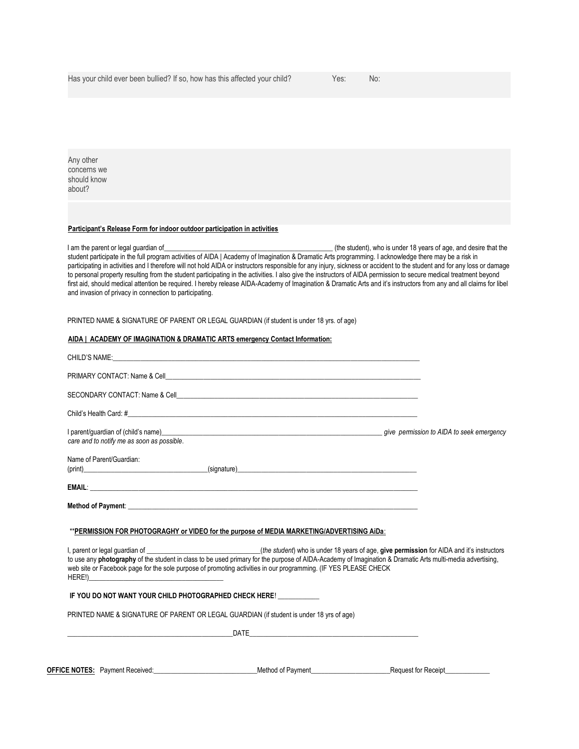| | | |
|---|---|---|
| Has your child ever been bullied? If so, how has this affected your child? | Yes: | No: |
| | | |
| Any other concerns we should know about? | | |
| | | |

**Participant's Release Form for indoor outdoor participation in activities**

I am the parent or legal guardian of\_\_\_\_\_\_\_\_\_\_\_\_\_\_\_\_\_\_\_\_\_\_\_\_\_\_\_\_\_\_\_\_\_\_\_\_\_\_\_\_\_\_\_\_\_\_\_\_\_ (the student), who is under 18 years of age, and desire that the student participate in the full program activities of AIDA | Academy of Imagination & Dramatic Arts programming. I acknowledge there may be a risk in participating in activities and I therefore will not hold AIDA or instructors responsible for any injury, sickness or accident to the student and for any loss or damage to personal property resulting from the student participating in the activities. I also give the instructors of AIDA permission to secure medical treatment beyond first aid, should medical attention be required. I hereby release AIDA-Academy of Imagination & Dramatic Arts and it's instructors from any and all claims for libel and invasion of privacy in connection to participating.

PRINTED NAME & SIGNATURE OF PARENT OR LEGAL GUARDIAN (if student is under 18 yrs. of age)

**AIDA | ACADEMY OF IMAGINATION & DRAMATIC ARTS emergency Contact Information:**

CHILD'S NAME:\_\_\_\_\_\_\_\_\_\_\_\_\_\_\_\_\_\_\_\_\_\_\_\_\_\_\_\_\_\_\_\_\_\_\_\_\_\_\_\_\_\_\_\_\_\_\_\_\_\_\_\_\_\_\_\_\_\_\_\_\_\_\_\_\_\_\_\_\_\_\_\_\_\_\_\_\_\_\_\_\_\_\_\_\_\_

PRIMARY CONTACT: Name & Cell\_\_\_\_\_\_\_\_\_\_\_\_\_\_\_\_\_\_\_\_\_\_\_\_\_\_\_\_\_\_\_\_\_\_\_\_\_\_\_\_\_\_\_\_\_\_\_\_\_\_\_\_\_\_\_\_\_\_\_\_\_\_\_\_\_\_\_\_\_\_\_\_\_\_\_\_\_

SECONDARY CONTACT: Name & Cell\_\_\_\_\_\_\_\_\_\_\_\_\_\_\_\_\_\_\_\_\_\_\_\_\_\_\_\_\_\_\_\_\_\_\_\_\_\_\_\_\_\_\_\_\_\_\_\_\_\_\_\_\_\_\_\_\_\_\_\_\_\_\_\_\_\_\_\_\_\_\_\_\_

Child's Health Card: #\_\_\_\_\_\_\_\_\_\_\_\_\_\_\_\_\_\_\_\_\_\_\_\_\_\_\_\_\_\_\_\_\_\_\_\_\_\_\_\_\_\_\_\_\_\_\_\_\_\_\_\_\_\_\_\_\_\_\_\_\_\_\_\_\_\_\_\_\_\_\_\_\_\_\_\_\_\_\_\_\_\_\_\_\_

I parent/guardian of (child's name)\_\_\_\_\_\_\_\_\_\_\_\_\_\_\_\_\_\_\_\_\_\_\_\_\_\_\_\_\_\_\_\_\_\_\_\_\_\_\_\_\_\_\_\_\_\_\_\_\_\_\_\_\_\_\_\_\_\_\_\_\_\_\_\_\_ *give permission to AIDA to seek emergency care and to notify me as soon as possible*.

Name of Parent/Guardian:
(print)\_\_\_\_\_\_\_\_\_\_\_\_\_\_\_\_\_\_\_\_\_\_\_\_\_\_\_\_\_\_\_\_\_\_\_(signature)\_\_\_\_\_\_\_\_\_\_\_\_\_\_\_\_\_\_\_\_\_\_\_\_\_\_\_\_\_\_\_\_\_\_\_\_\_\_\_\_\_\_\_\_\_\_\_\_\_\_\_\_\_\_

**EMAIL**: \_\_\_\_\_\_\_\_\_\_\_\_\_\_\_\_\_\_\_\_\_\_\_\_\_\_\_\_\_\_\_\_\_\_\_\_\_\_\_\_\_\_\_\_\_\_\_\_\_\_\_\_\_\_\_\_\_\_\_\_\_\_\_\_\_\_\_\_\_\_\_\_\_\_\_\_\_\_\_\_\_\_\_\_\_\_\_\_\_\_\_

**Method of Payment**: \_\_\_\_\_\_\_\_\_\_\_\_\_\_\_\_\_\_\_\_\_\_\_\_\_\_\_\_\_\_\_\_\_\_\_\_\_\_\_\_\_\_\_\_\_\_\_\_\_\_\_\_\_\_\_\_\_\_\_\_\_\_\_\_\_\_\_\_\_\_\_\_\_\_\_\_\_\_\_\_\_\_\_

\*\***PERMISSION FOR PHOTOGRAGHY or VIDEO for the purpose of MEDIA MARKETING/ADVERTISING AiDa**:

I, parent or legal guardian of \_\_\_\_\_\_\_\_\_\_\_\_\_\_\_\_\_\_\_\_\_\_\_\_\_\_\_\_\_\_\_\_\_\_(*the student*) who is under 18 years of age, **give permission** for AIDA and it's instructors to use any **photography** of the student in class to be used primary for the purpose of AIDA-Academy of Imagination & Dramatic Arts multi-media advertising, web site or Facebook page for the sole purpose of promoting activities in our programming. (IF YES PLEASE CHECK HERE!)\_\_\_\_\_\_\_\_\_\_\_\_\_\_\_\_\_\_\_\_\_\_\_\_\_\_\_\_\_\_\_\_\_\_\_\_\_\_\_

**IF YOU DO NOT WANT YOUR CHILD PHOTOGRAPHED CHECK HERE**! \_\_\_\_\_\_\_\_\_\_\_\_

PRINTED NAME & SIGNATURE OF PARENT OR LEGAL GUARDIAN (if student is under 18 yrs of age)

\_\_\_\_\_\_\_\_\_\_\_\_\_\_\_\_\_\_\_\_\_\_\_\_\_\_\_\_\_\_\_\_\_\_\_\_\_\_\_\_\_\_\_\_\_\_\_\_\_DATE\_\_\_\_\_\_\_\_\_\_\_\_\_\_\_\_\_\_\_\_\_\_\_\_\_\_\_\_\_\_\_\_\_\_\_\_\_\_\_\_\_\_\_\_\_\_\_\_\_\_

**OFFICE NOTES:** Payment Received:\_\_\_\_\_\_\_\_\_\_\_\_\_\_\_\_\_\_\_\_\_\_\_\_\_\_\_\_\_\_Method of Payment\_\_\_\_\_\_\_\_\_\_\_\_\_\_\_\_\_\_\_\_\_\_\_\_Request for Receipt\_\_\_\_\_\_\_\_\_\_\_\_\_